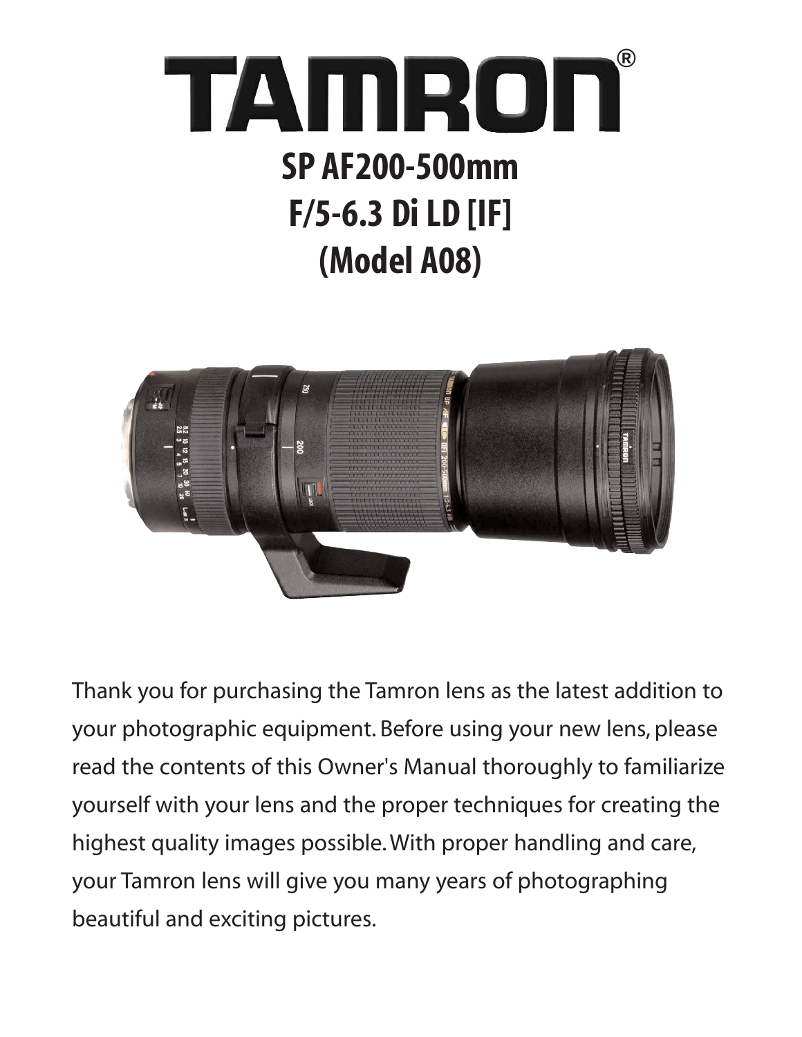# TAMRON®

## SP AF200-500mm F/5-6.3 Di LD [IF] (Model A08)

Thank you for purchasing the Tamron lens as the latest addition to your photographic equipment. Before using your new lens, please read the contents of this Owner's Manual thoroughly to familiarize yourself with your lens and the proper techniques for creating the highest quality images possible. With proper handling and care, your Tamron lens will give you many years of photographing beautiful and exciting pictures.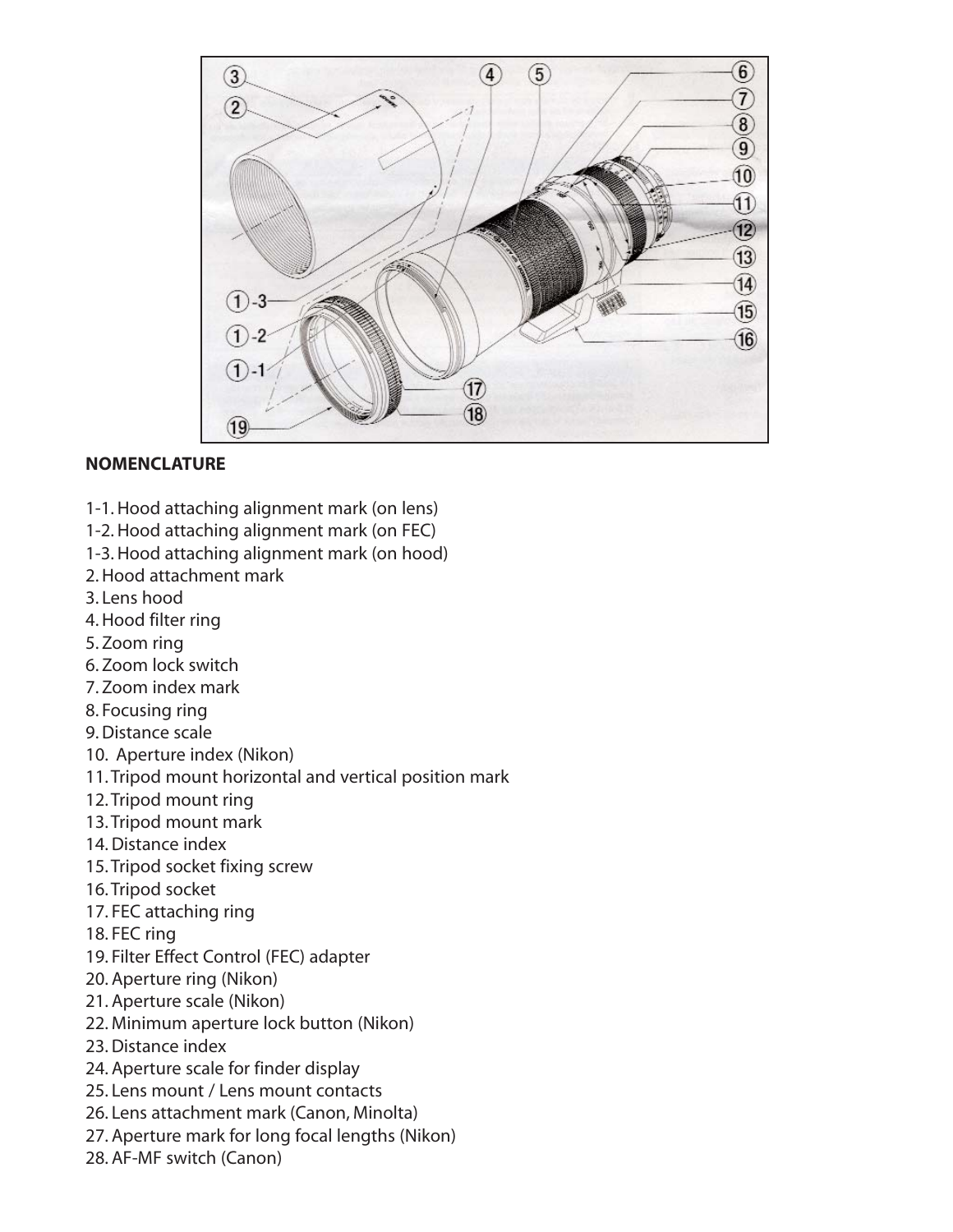## NOMENCLATURE

1-1. Hood attaching alignment mark (on lens)
1-2. Hood attaching alignment mark (on FEC)
1-3. Hood attaching alignment mark (on hood)
2. Hood attachment mark
3. Lens hood
4. Hood filter ring
5. Zoom ring
6. Zoom lock switch
7. Zoom index mark
8. Focusing ring
9. Distance scale
10. Aperture index (Nikon)
11. Tripod mount horizontal and vertical position mark
12. Tripod mount ring
13. Tripod mount mark
14. Distance index
15. Tripod socket fixing screw
16. Tripod socket
17. FEC attaching ring
18. FEC ring
19. Filter Effect Control (FEC) adapter
20. Aperture ring (Nikon)
21. Aperture scale (Nikon)
22. Minimum aperture lock button (Nikon)
23. Distance index
24. Aperture scale for finder display
25. Lens mount / Lens mount contacts
26. Lens attachment mark (Canon, Minolta)
27. Aperture mark for long focal lengths (Nikon)
28. AF-MF switch (Canon)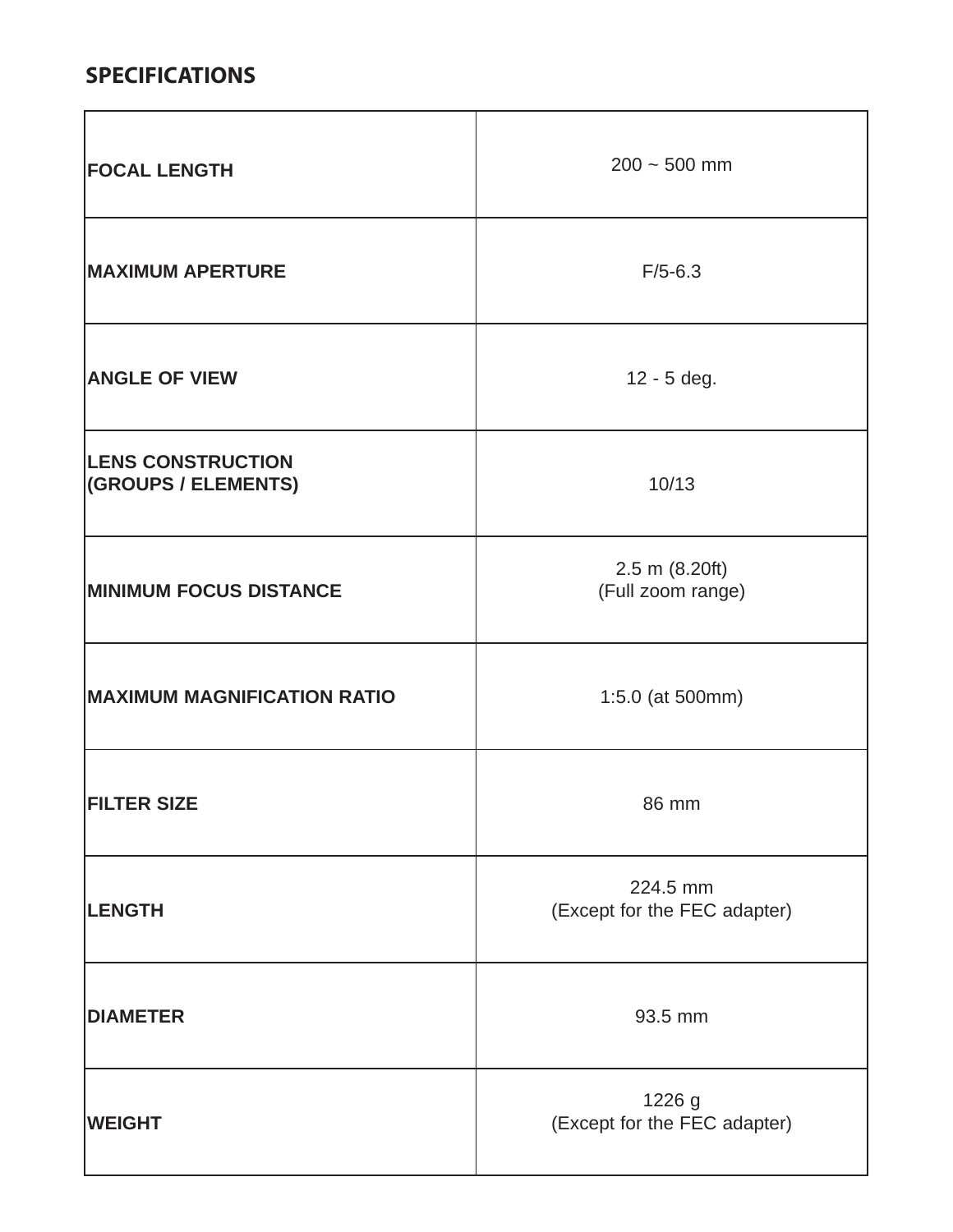## SPECIFICATIONS

| | |
|---|---|
| **FOCAL LENGTH** | 200 ~ 500 mm |
| **MAXIMUM APERTURE** | F/5-6.3 |
| **ANGLE OF VIEW** | 12 - 5 deg. |
| **LENS CONSTRUCTION (GROUPS / ELEMENTS)** | 10/13 |
| **MINIMUM FOCUS DISTANCE** | 2.5 m (8.20ft) (Full zoom range) |
| **MAXIMUM MAGNIFICATION RATIO** | 1:5.0 (at 500mm) |
| **FILTER SIZE** | 86 mm |
| **LENGTH** | 224.5 mm (Except for the FEC adapter) |
| **DIAMETER** | 93.5 mm |
| **WEIGHT** | 1226 g (Except for the FEC adapter) |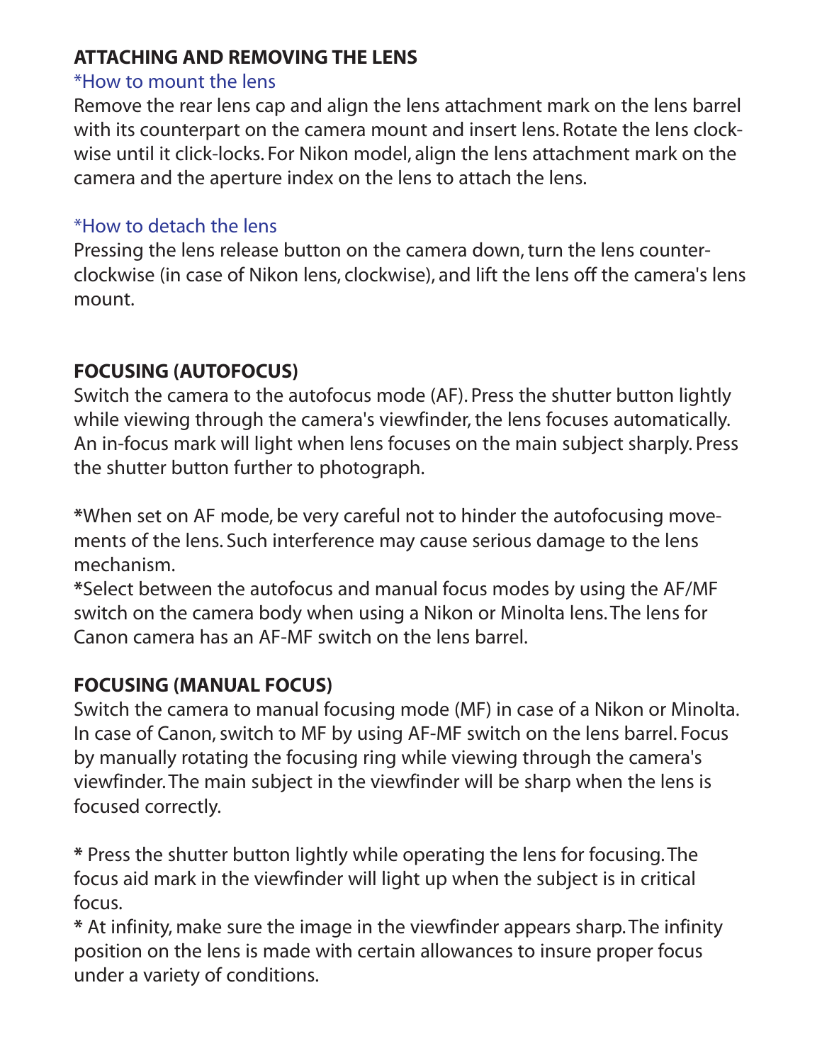## ATTACHING AND REMOVING THE LENS

*How to mount the lens

Remove the rear lens cap and align the lens attachment mark on the lens barrel with its counterpart on the camera mount and insert lens. Rotate the lens clockwise until it click-locks. For Nikon model, align the lens attachment mark on the camera and the aperture index on the lens to attach the lens.

*How to detach the lens

Pressing the lens release button on the camera down, turn the lens counterclockwise (in case of Nikon lens, clockwise), and lift the lens off the camera's lens mount.

## FOCUSING (AUTOFOCUS)

Switch the camera to the autofocus mode (AF). Press the shutter button lightly while viewing through the camera's viewfinder, the lens focuses automatically. An in-focus mark will light when lens focuses on the main subject sharply. Press the shutter button further to photograph.

**\***When set on AF mode, be very careful not to hinder the autofocusing movements of the lens. Such interference may cause serious damage to the lens mechanism.

**\***Select between the autofocus and manual focus modes by using the AF/MF switch on the camera body when using a Nikon or Minolta lens. The lens for Canon camera has an AF-MF switch on the lens barrel.

## FOCUSING (MANUAL FOCUS)

Switch the camera to manual focusing mode (MF) in case of a Nikon or Minolta. In case of Canon, switch to MF by using AF-MF switch on the lens barrel. Focus by manually rotating the focusing ring while viewing through the camera's viewfinder. The main subject in the viewfinder will be sharp when the lens is focused correctly.

**\*** Press the shutter button lightly while operating the lens for focusing. The focus aid mark in the viewfinder will light up when the subject is in critical focus.

**\*** At infinity, make sure the image in the viewfinder appears sharp. The infinity position on the lens is made with certain allowances to insure proper focus under a variety of conditions.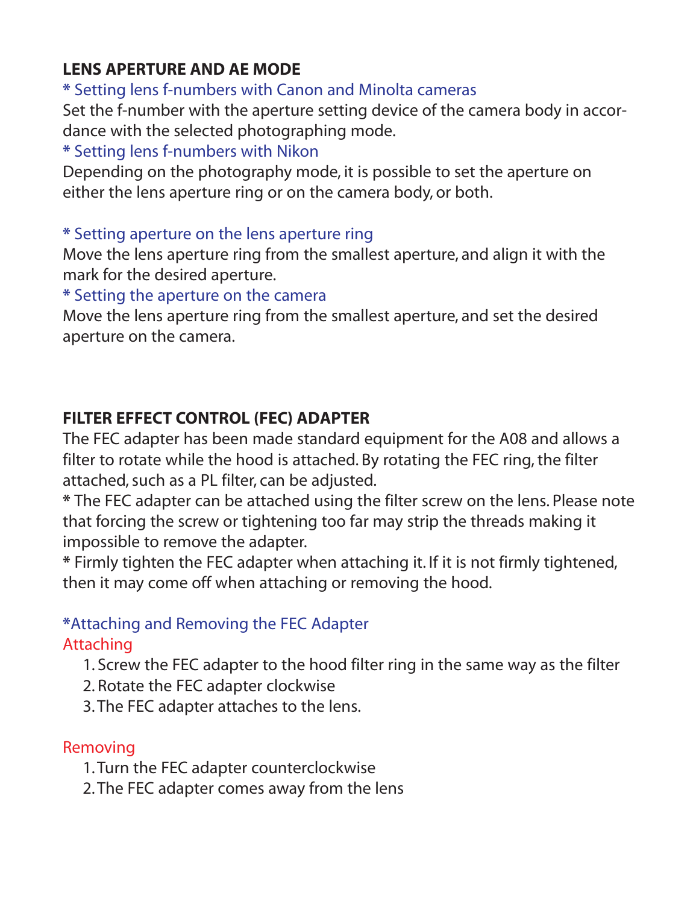## LENS APERTURE AND AE MODE

### * Setting lens f-numbers with Canon and Minolta cameras

Set the f-number with the aperture setting device of the camera body in accordance with the selected photographing mode.

### * Setting lens f-numbers with Nikon

Depending on the photography mode, it is possible to set the aperture on either the lens aperture ring or on the camera body, or both.

### * Setting aperture on the lens aperture ring

Move the lens aperture ring from the smallest aperture, and align it with the mark for the desired aperture.

### * Setting the aperture on the camera

Move the lens aperture ring from the smallest aperture, and set the desired aperture on the camera.

## FILTER EFFECT CONTROL (FEC) ADAPTER

The FEC adapter has been made standard equipment for the A08 and allows a filter to rotate while the hood is attached. By rotating the FEC ring, the filter attached, such as a PL filter, can be adjusted.

**\*** The FEC adapter can be attached using the filter screw on the lens. Please note that forcing the screw or tightening too far may strip the threads making it impossible to remove the adapter.

**\*** Firmly tighten the FEC adapter when attaching it. If it is not firmly tightened, then it may come off when attaching or removing the hood.

### *Attaching and Removing the FEC Adapter

#### Attaching

1. Screw the FEC adapter to the hood filter ring in the same way as the filter
2. Rotate the FEC adapter clockwise
3. The FEC adapter attaches to the lens.

#### Removing

1. Turn the FEC adapter counterclockwise
2. The FEC adapter comes away from the lens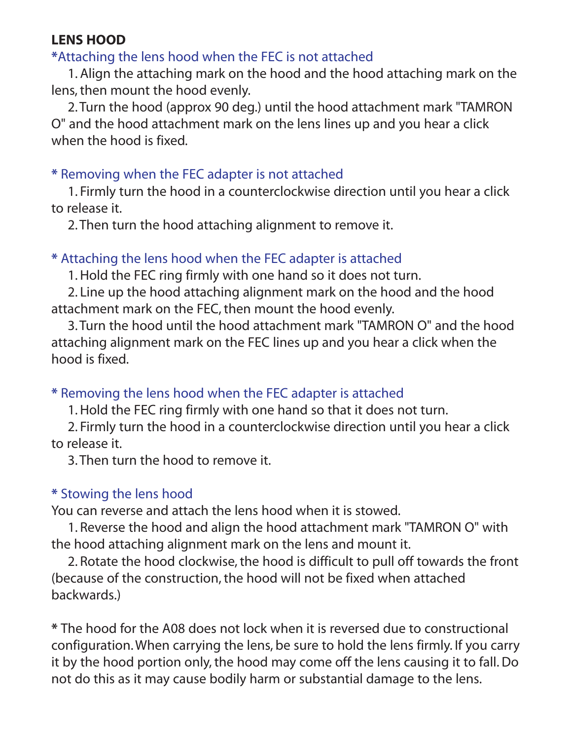## LENS HOOD

*Attaching the lens hood when the FEC is not attached

1. Align the attaching mark on the hood and the hood attaching mark on the lens, then mount the hood evenly.
2. Turn the hood (approx 90 deg.) until the hood attachment mark "TAMRON O" and the hood attachment mark on the lens lines up and you hear a click when the hood is fixed.

* Removing when the FEC adapter is not attached

1. Firmly turn the hood in a counterclockwise direction until you hear a click to release it.
2. Then turn the hood attaching alignment to remove it.

* Attaching the lens hood when the FEC adapter is attached

1. Hold the FEC ring firmly with one hand so it does not turn.
2. Line up the hood attaching alignment mark on the hood and the hood attachment mark on the FEC, then mount the hood evenly.
3. Turn the hood until the hood attachment mark "TAMRON O" and the hood attaching alignment mark on the FEC lines up and you hear a click when the hood is fixed.

* Removing the lens hood when the FEC adapter is attached

1. Hold the FEC ring firmly with one hand so that it does not turn.
2. Firmly turn the hood in a counterclockwise direction until you hear a click to release it.
3. Then turn the hood to remove it.

* Stowing the lens hood

You can reverse and attach the lens hood when it is stowed.

1. Reverse the hood and align the hood attachment mark "TAMRON O" with the hood attaching alignment mark on the lens and mount it.
2. Rotate the hood clockwise, the hood is difficult to pull off towards the front (because of the construction, the hood will not be fixed when attached backwards.)

* The hood for the A08 does not lock when it is reversed due to constructional configuration. When carrying the lens, be sure to hold the lens firmly. If you carry it by the hood portion only, the hood may come off the lens causing it to fall. Do not do this as it may cause bodily harm or substantial damage to the lens.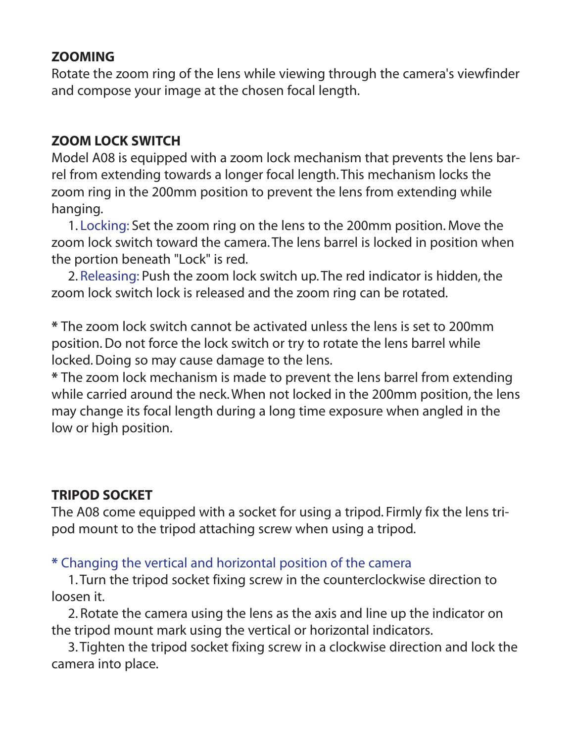## ZOOMING

Rotate the zoom ring of the lens while viewing through the camera's viewfinder and compose your image at the chosen focal length.

## ZOOM LOCK SWITCH

Model A08 is equipped with a zoom lock mechanism that prevents the lens barrel from extending towards a longer focal length. This mechanism locks the zoom ring in the 200mm position to prevent the lens from extending while hanging.

1. Locking: Set the zoom ring on the lens to the 200mm position. Move the zoom lock switch toward the camera. The lens barrel is locked in position when the portion beneath "Lock" is red.
2. Releasing: Push the zoom lock switch up. The red indicator is hidden, the zoom lock switch lock is released and the zoom ring can be rotated.

**\*** The zoom lock switch cannot be activated unless the lens is set to 200mm position. Do not force the lock switch or try to rotate the lens barrel while locked. Doing so may cause damage to the lens.
**\*** The zoom lock mechanism is made to prevent the lens barrel from extending while carried around the neck. When not locked in the 200mm position, the lens may change its focal length during a long time exposure when angled in the low or high position.

## TRIPOD SOCKET

The A08 come equipped with a socket for using a tripod. Firmly fix the lens tripod mount to the tripod attaching screw when using a tripod.

**\*** Changing the vertical and horizontal position of the camera

1. Turn the tripod socket fixing screw in the counterclockwise direction to loosen it.
2. Rotate the camera using the lens as the axis and line up the indicator on the tripod mount mark using the vertical or horizontal indicators.
3. Tighten the tripod socket fixing screw in a clockwise direction and lock the camera into place.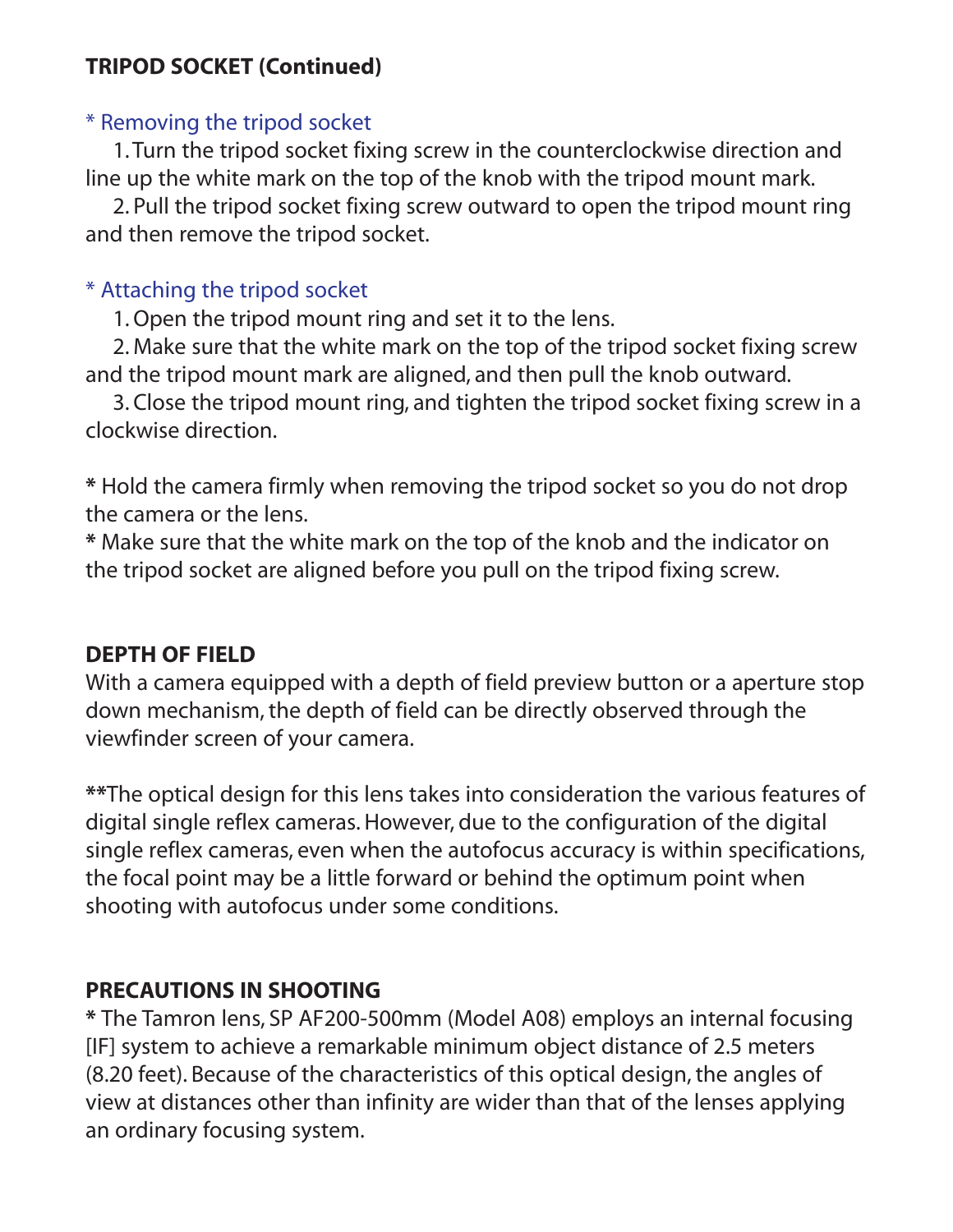## TRIPOD SOCKET (Continued)

\* Removing the tripod socket

1. Turn the tripod socket fixing screw in the counterclockwise direction and line up the white mark on the top of the knob with the tripod mount mark.
2. Pull the tripod socket fixing screw outward to open the tripod mount ring and then remove the tripod socket.

\* Attaching the tripod socket

1. Open the tripod mount ring and set it to the lens.
2. Make sure that the white mark on the top of the tripod socket fixing screw and the tripod mount mark are aligned, and then pull the knob outward.
3. Close the tripod mount ring, and tighten the tripod socket fixing screw in a clockwise direction.

**\*** Hold the camera firmly when removing the tripod socket so you do not drop the camera or the lens.
**\*** Make sure that the white mark on the top of the knob and the indicator on the tripod socket are aligned before you pull on the tripod fixing screw.

## DEPTH OF FIELD

With a camera equipped with a depth of field preview button or a aperture stop down mechanism, the depth of field can be directly observed through the viewfinder screen of your camera.

**\*\***The optical design for this lens takes into consideration the various features of digital single reflex cameras. However, due to the configuration of the digital single reflex cameras, even when the autofocus accuracy is within specifications, the focal point may be a little forward or behind the optimum point when shooting with autofocus under some conditions.

## PRECAUTIONS IN SHOOTING

**\*** The Tamron lens, SP AF200-500mm (Model A08) employs an internal focusing [IF] system to achieve a remarkable minimum object distance of 2.5 meters (8.20 feet). Because of the characteristics of this optical design, the angles of view at distances other than infinity are wider than that of the lenses applying an ordinary focusing system.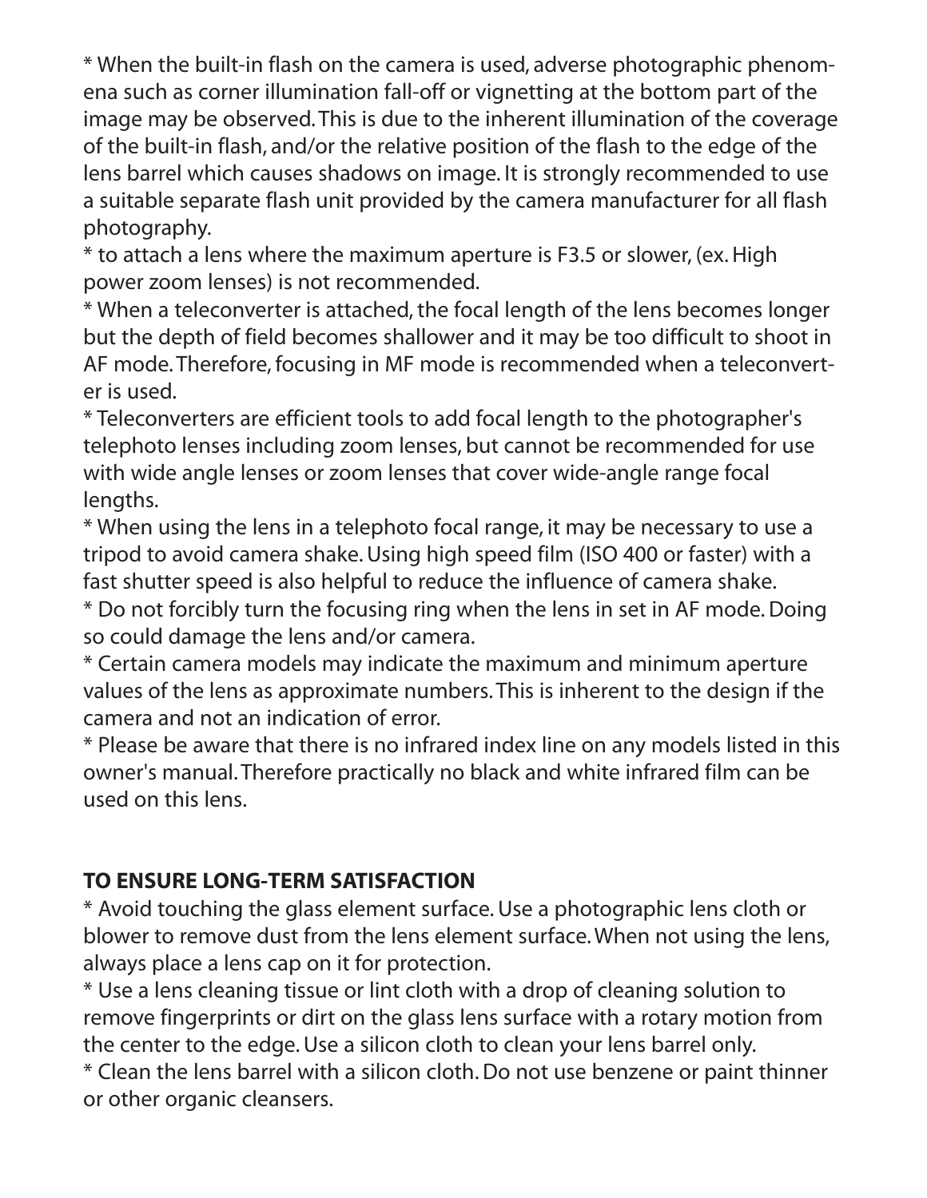* When the built-in flash on the camera is used, adverse photographic phenomena such as corner illumination fall-off or vignetting at the bottom part of the image may be observed. This is due to the inherent illumination of the coverage of the built-in flash, and/or the relative position of the flash to the edge of the lens barrel which causes shadows on image. It is strongly recommended to use a suitable separate flash unit provided by the camera manufacturer for all flash photography.

* to attach a lens where the maximum aperture is F3.5 or slower, (ex. High power zoom lenses) is not recommended.

* When a teleconverter is attached, the focal length of the lens becomes longer but the depth of field becomes shallower and it may be too difficult to shoot in AF mode. Therefore, focusing in MF mode is recommended when a teleconverter is used.

* Teleconverters are efficient tools to add focal length to the photographer's telephoto lenses including zoom lenses, but cannot be recommended for use with wide angle lenses or zoom lenses that cover wide-angle range focal lengths.

* When using the lens in a telephoto focal range, it may be necessary to use a tripod to avoid camera shake. Using high speed film (ISO 400 or faster) with a fast shutter speed is also helpful to reduce the influence of camera shake.

* Do not forcibly turn the focusing ring when the lens in set in AF mode. Doing so could damage the lens and/or camera.

* Certain camera models may indicate the maximum and minimum aperture values of the lens as approximate numbers. This is inherent to the design if the camera and not an indication of error.

* Please be aware that there is no infrared index line on any models listed in this owner's manual. Therefore practically no black and white infrared film can be used on this lens.

**TO ENSURE LONG-TERM SATISFACTION**

* Avoid touching the glass element surface. Use a photographic lens cloth or blower to remove dust from the lens element surface. When not using the lens, always place a lens cap on it for protection.

* Use a lens cleaning tissue or lint cloth with a drop of cleaning solution to remove fingerprints or dirt on the glass lens surface with a rotary motion from the center to the edge. Use a silicon cloth to clean your lens barrel only.

* Clean the lens barrel with a silicon cloth. Do not use benzene or paint thinner or other organic cleansers.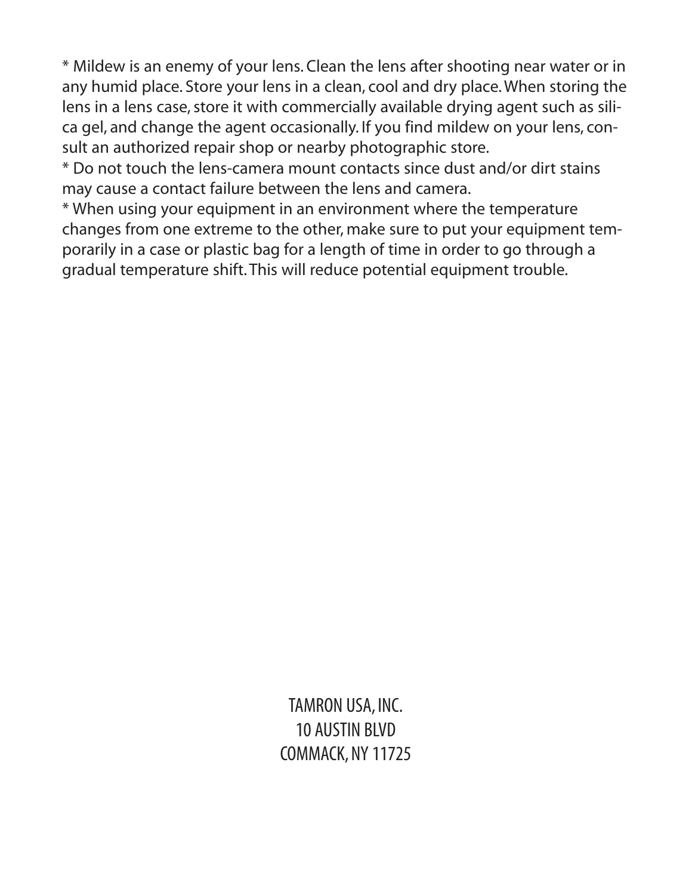* Mildew is an enemy of your lens. Clean the lens after shooting near water or in any humid place. Store your lens in a clean, cool and dry place. When storing the lens in a lens case, store it with commercially available drying agent such as silica gel, and change the agent occasionally. If you find mildew on your lens, consult an authorized repair shop or nearby photographic store.

* Do not touch the lens-camera mount contacts since dust and/or dirt stains may cause a contact failure between the lens and camera.

* When using your equipment in an environment where the temperature changes from one extreme to the other, make sure to put your equipment temporarily in a case or plastic bag for a length of time in order to go through a gradual temperature shift. This will reduce potential equipment trouble.

TAMRON USA, INC.
10 AUSTIN BLVD
COMMACK, NY 11725